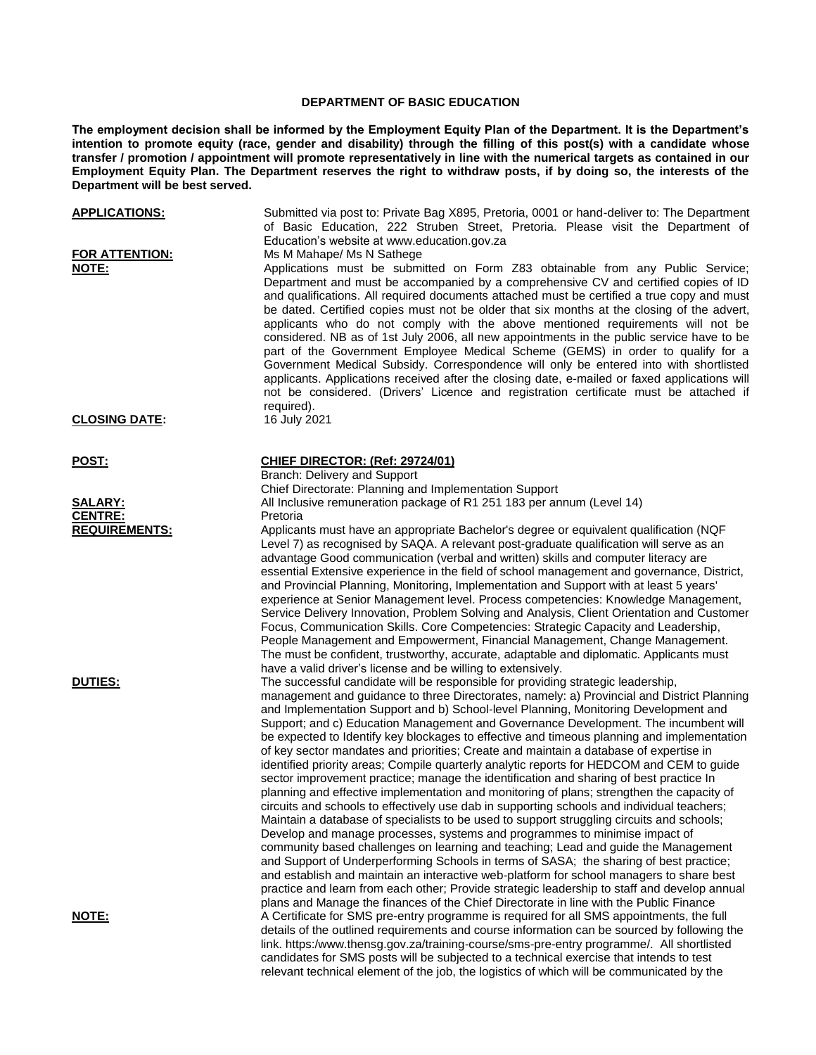## DEPARTMENT OF BASIC EDUCATION

**The employment decision shall be informed by the Employment Equity Plan of the Department. It is the Department's intention to promote equity (race, gender and disability) through the filling of this post(s) with a candidate whose transfer / promotion / appointment will promote representatively in line with the numerical targets as contained in our Employment Equity Plan. The Department reserves the right to withdraw posts, if by doing so, the interests of the Department will be best served.**

**APPLICATIONS:** Submitted via post to: Private Bag X895, Pretoria, 0001 or hand-deliver to: The Department of Basic Education, 222 Struben Street, Pretoria. Please visit the Department of Education's website at www.education.gov.za

**FOR ATTENTION:** Ms M Mahape/ Ms N Sathege

**NOTE:** Applications must be submitted on Form Z83 obtainable from any Public Service; Department and must be accompanied by a comprehensive CV and certified copies of ID and qualifications. All required documents attached must be certified a true copy and must be dated. Certified copies must not be older that six months at the closing of the advert, applicants who do not comply with the above mentioned requirements will not be considered. NB as of 1st July 2006, all new appointments in the public service have to be part of the Government Employee Medical Scheme (GEMS) in order to qualify for a Government Medical Subsidy. Correspondence will only be entered into with shortlisted applicants. Applications received after the closing date, e-mailed or faxed applications will not be considered. (Drivers' Licence and registration certificate must be attached if required).

**CLOSING DATE:** 16 July 2021

**POST:** **CHIEF DIRECTOR: (Ref: 29724/01)**
Branch: Delivery and Support
Chief Directorate: Planning and Implementation Support

**SALARY:** All Inclusive remuneration package of R1 251 183 per annum (Level 14)

**CENTRE:** Pretoria

**REQUIREMENTS:** Applicants must have an appropriate Bachelor's degree or equivalent qualification (NQF Level 7) as recognised by SAQA. A relevant post-graduate qualification will serve as an advantage Good communication (verbal and written) skills and computer literacy are essential Extensive experience in the field of school management and governance, District, and Provincial Planning, Monitoring, Implementation and Support with at least 5 years' experience at Senior Management level. Process competencies: Knowledge Management, Service Delivery Innovation, Problem Solving and Analysis, Client Orientation and Customer Focus, Communication Skills. Core Competencies: Strategic Capacity and Leadership, People Management and Empowerment, Financial Management, Change Management. The must be confident, trustworthy, accurate, adaptable and diplomatic. Applicants must have a valid driver's license and be willing to extensively.

**DUTIES:** The successful candidate will be responsible for providing strategic leadership, management and guidance to three Directorates, namely: a) Provincial and District Planning and Implementation Support and b) School-level Planning, Monitoring Development and Support; and c) Education Management and Governance Development. The incumbent will be expected to Identify key blockages to effective and timeous planning and implementation of key sector mandates and priorities; Create and maintain a database of expertise in identified priority areas; Compile quarterly analytic reports for HEDCOM and CEM to guide sector improvement practice; manage the identification and sharing of best practice In planning and effective implementation and monitoring of plans; strengthen the capacity of circuits and schools to effectively use dab in supporting schools and individual teachers; Maintain a database of specialists to be used to support struggling circuits and schools; Develop and manage processes, systems and programmes to minimise impact of community based challenges on learning and teaching; Lead and guide the Management and Support of Underperforming Schools in terms of SASA; the sharing of best practice; and establish and maintain an interactive web-platform for school managers to share best practice and learn from each other; Provide strategic leadership to staff and develop annual plans and Manage the finances of the Chief Directorate in line with the Public Finance

**NOTE:** A Certificate for SMS pre-entry programme is required for all SMS appointments, the full details of the outlined requirements and course information can be sourced by following the link. https:/www.thensg.gov.za/training-course/sms-pre-entry programme/. All shortlisted candidates for SMS posts will be subjected to a technical exercise that intends to test relevant technical element of the job, the logistics of which will be communicated by the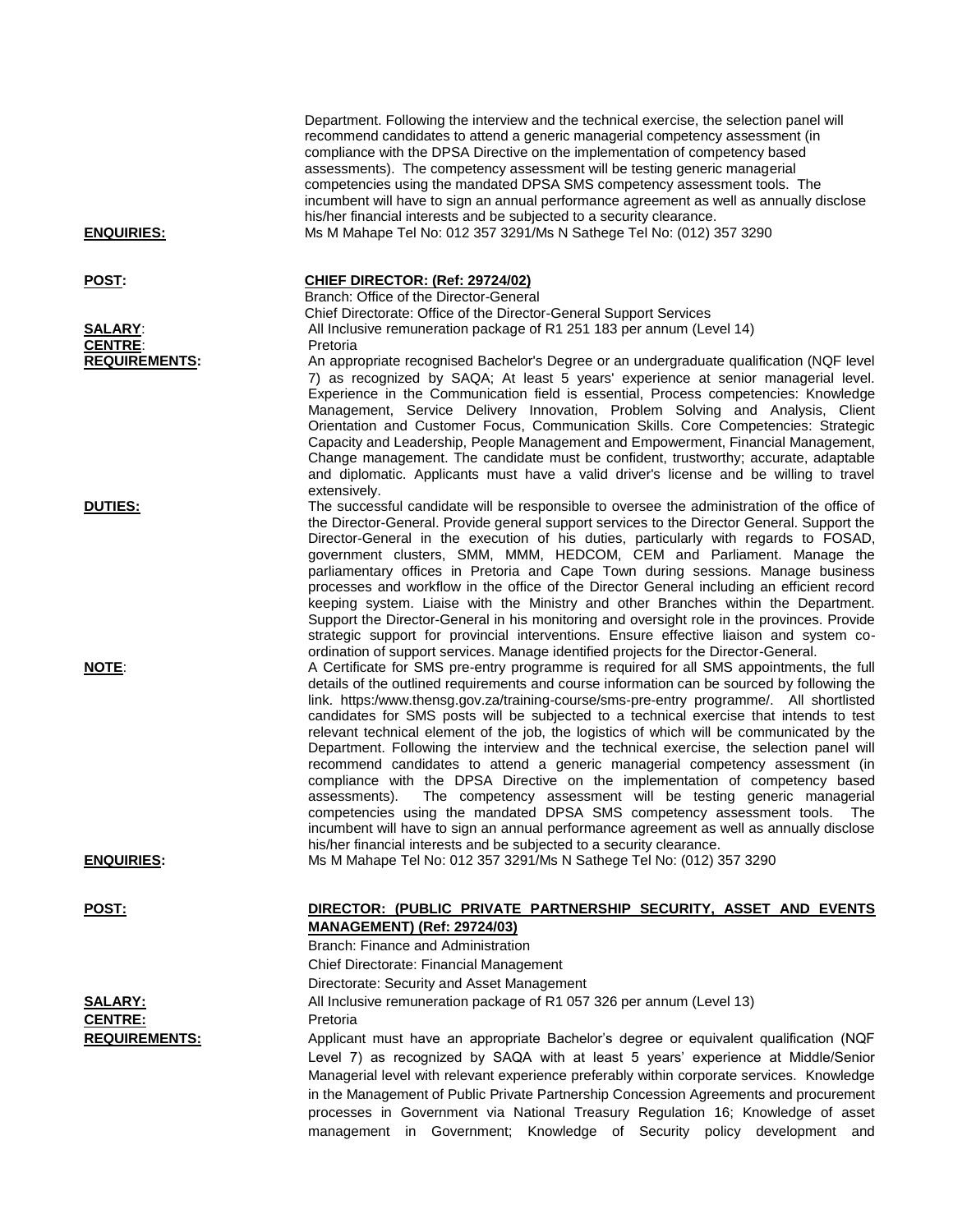Department. Following the interview and the technical exercise, the selection panel will recommend candidates to attend a generic managerial competency assessment (in compliance with the DPSA Directive on the implementation of competency based assessments). The competency assessment will be testing generic managerial competencies using the mandated DPSA SMS competency assessment tools. The incumbent will have to sign an annual performance agreement as well as annually disclose his/her financial interests and be subjected to a security clearance.

**ENQUIRIES:** Ms M Mahape Tel No: 012 357 3291/Ms N Sathege Tel No: (012) 357 3290

**POST:** **CHIEF DIRECTOR: (Ref: 29724/02)**
Branch: Office of the Director-General
Chief Directorate: Office of the Director-General Support Services

**SALARY:** All Inclusive remuneration package of R1 251 183 per annum (Level 14)

**CENTRE:** Pretoria

**REQUIREMENTS:** An appropriate recognised Bachelor's Degree or an undergraduate qualification (NQF level 7) as recognized by SAQA; At least 5 years' experience at senior managerial level. Experience in the Communication field is essential, Process competencies: Knowledge Management, Service Delivery Innovation, Problem Solving and Analysis, Client Orientation and Customer Focus, Communication Skills. Core Competencies: Strategic Capacity and Leadership, People Management and Empowerment, Financial Management, Change management. The candidate must be confident, trustworthy; accurate, adaptable and diplomatic. Applicants must have a valid driver's license and be willing to travel extensively.

**DUTIES:** The successful candidate will be responsible to oversee the administration of the office of the Director-General. Provide general support services to the Director General. Support the Director-General in the execution of his duties, particularly with regards to FOSAD, government clusters, SMM, MMM, HEDCOM, CEM and Parliament. Manage the parliamentary offices in Pretoria and Cape Town during sessions. Manage business processes and workflow in the office of the Director General including an efficient record keeping system. Liaise with the Ministry and other Branches within the Department. Support the Director-General in his monitoring and oversight role in the provinces. Provide strategic support for provincial interventions. Ensure effective liaison and system co-ordination of support services. Manage identified projects for the Director-General.

**NOTE:** A Certificate for SMS pre-entry programme is required for all SMS appointments, the full details of the outlined requirements and course information can be sourced by following the link. https:/www.thensg.gov.za/training-course/sms-pre-entry programme/. All shortlisted candidates for SMS posts will be subjected to a technical exercise that intends to test relevant technical element of the job, the logistics of which will be communicated by the Department. Following the interview and the technical exercise, the selection panel will recommend candidates to attend a generic managerial competency assessment (in compliance with the DPSA Directive on the implementation of competency based assessments). The competency assessment will be testing generic managerial competencies using the mandated DPSA SMS competency assessment tools. The incumbent will have to sign an annual performance agreement as well as annually disclose his/her financial interests and be subjected to a security clearance.

**ENQUIRIES:** Ms M Mahape Tel No: 012 357 3291/Ms N Sathege Tel No: (012) 357 3290

**POST:** **DIRECTOR: (PUBLIC PRIVATE PARTNERSHIP SECURITY, ASSET AND EVENTS MANAGEMENT) (Ref: 29724/03)**
Branch: Finance and Administration
Chief Directorate: Financial Management
Directorate: Security and Asset Management

**SALARY:** All Inclusive remuneration package of R1 057 326 per annum (Level 13)

**CENTRE:** Pretoria

**REQUIREMENTS:** Applicant must have an appropriate Bachelor's degree or equivalent qualification (NQF Level 7) as recognized by SAQA with at least 5 years' experience at Middle/Senior Managerial level with relevant experience preferably within corporate services. Knowledge in the Management of Public Private Partnership Concession Agreements and procurement processes in Government via National Treasury Regulation 16; Knowledge of asset management in Government; Knowledge of Security policy development and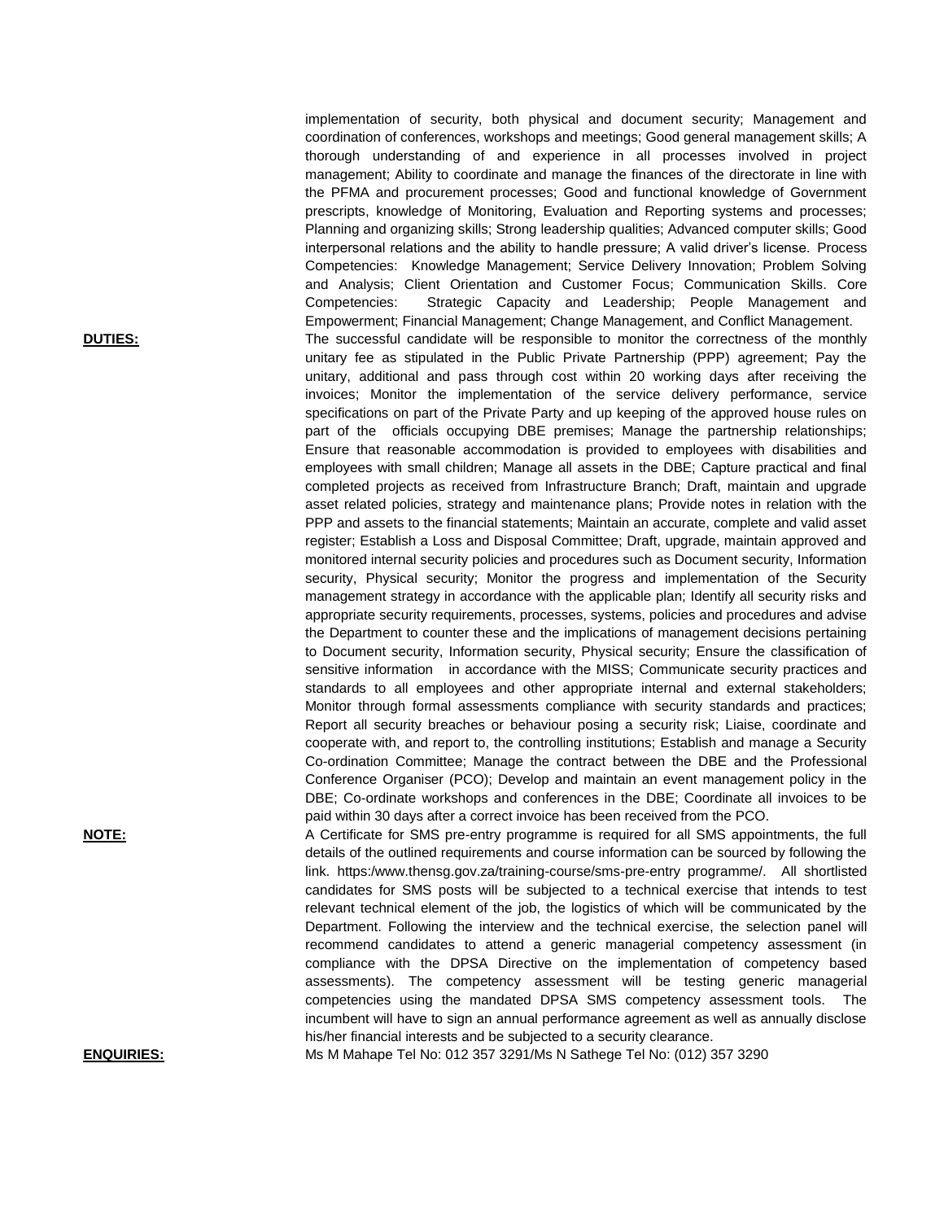implementation of security, both physical and document security; Management and coordination of conferences, workshops and meetings; Good general management skills; A thorough understanding of and experience in all processes involved in project management; Ability to coordinate and manage the finances of the directorate in line with the PFMA and procurement processes; Good and functional knowledge of Government prescripts, knowledge of Monitoring, Evaluation and Reporting systems and processes; Planning and organizing skills; Strong leadership qualities; Advanced computer skills; Good interpersonal relations and the ability to handle pressure; A valid driver's license. Process Competencies: Knowledge Management; Service Delivery Innovation; Problem Solving and Analysis; Client Orientation and Customer Focus; Communication Skills. Core Competencies: Strategic Capacity and Leadership; People Management and Empowerment; Financial Management; Change Management, and Conflict Management.

**DUTIES:** The successful candidate will be responsible to monitor the correctness of the monthly unitary fee as stipulated in the Public Private Partnership (PPP) agreement; Pay the unitary, additional and pass through cost within 20 working days after receiving the invoices; Monitor the implementation of the service delivery performance, service specifications on part of the Private Party and up keeping of the approved house rules on part of the officials occupying DBE premises; Manage the partnership relationships; Ensure that reasonable accommodation is provided to employees with disabilities and employees with small children; Manage all assets in the DBE; Capture practical and final completed projects as received from Infrastructure Branch; Draft, maintain and upgrade asset related policies, strategy and maintenance plans; Provide notes in relation with the PPP and assets to the financial statements; Maintain an accurate, complete and valid asset register; Establish a Loss and Disposal Committee; Draft, upgrade, maintain approved and monitored internal security policies and procedures such as Document security, Information security, Physical security; Monitor the progress and implementation of the Security management strategy in accordance with the applicable plan; Identify all security risks and appropriate security requirements, processes, systems, policies and procedures and advise the Department to counter these and the implications of management decisions pertaining to Document security, Information security, Physical security; Ensure the classification of sensitive information in accordance with the MISS; Communicate security practices and standards to all employees and other appropriate internal and external stakeholders; Monitor through formal assessments compliance with security standards and practices; Report all security breaches or behaviour posing a security risk; Liaise, coordinate and cooperate with, and report to, the controlling institutions; Establish and manage a Security Co-ordination Committee; Manage the contract between the DBE and the Professional Conference Organiser (PCO); Develop and maintain an event management policy in the DBE; Co-ordinate workshops and conferences in the DBE; Coordinate all invoices to be paid within 30 days after a correct invoice has been received from the PCO.

**NOTE:** A Certificate for SMS pre-entry programme is required for all SMS appointments, the full details of the outlined requirements and course information can be sourced by following the link. https:/www.thensg.gov.za/training-course/sms-pre-entry programme/. All shortlisted candidates for SMS posts will be subjected to a technical exercise that intends to test relevant technical element of the job, the logistics of which will be communicated by the Department. Following the interview and the technical exercise, the selection panel will recommend candidates to attend a generic managerial competency assessment (in compliance with the DPSA Directive on the implementation of competency based assessments). The competency assessment will be testing generic managerial competencies using the mandated DPSA SMS competency assessment tools. The incumbent will have to sign an annual performance agreement as well as annually disclose his/her financial interests and be subjected to a security clearance.

**ENQUIRIES:** Ms M Mahape Tel No: 012 357 3291/Ms N Sathege Tel No: (012) 357 3290